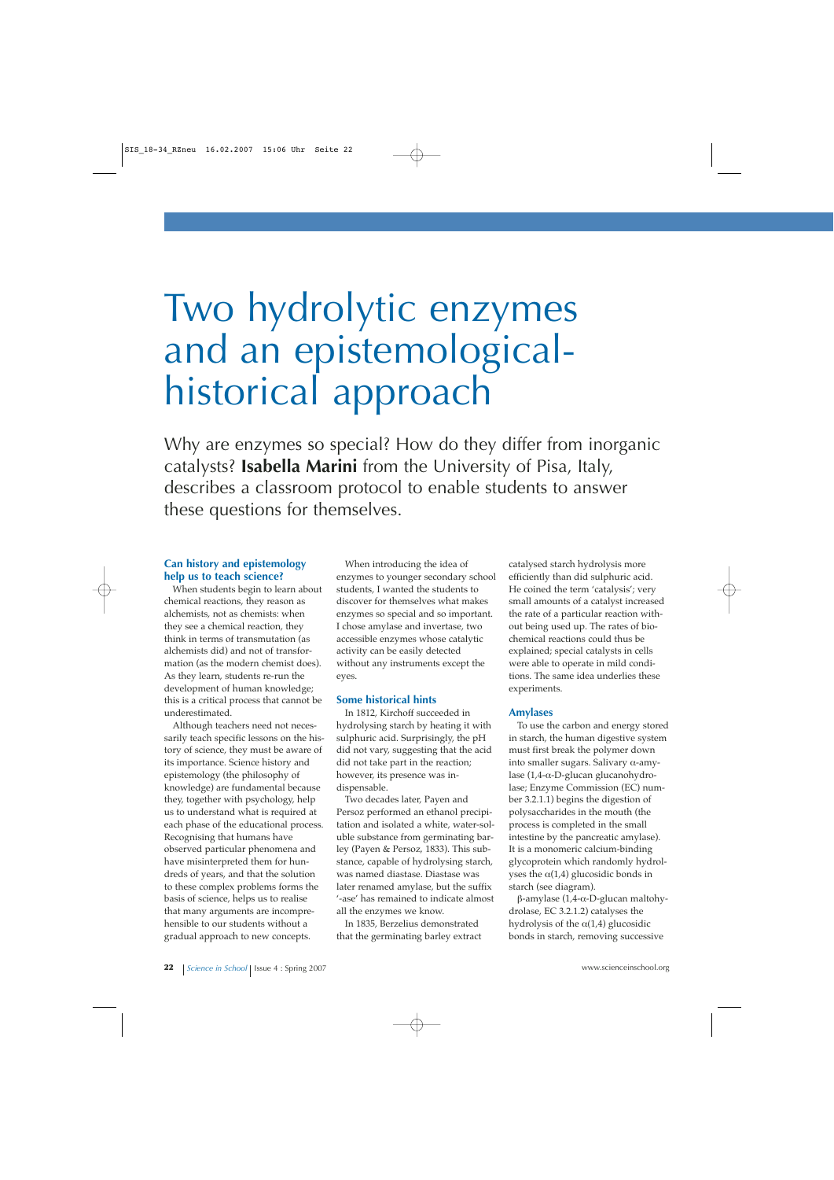# Two hydrolytic enzymes and an epistemological-historical approach

Why are enzymes so special? How do they differ from inorganic catalysts? **Isabella Marini** from the University of Pisa, Italy, describes a classroom protocol to enable students to answer these questions for themselves.

## Can history and epistemology help us to teach science?

When students begin to learn about chemical reactions, they reason as alchemists, not as chemists: when they see a chemical reaction, they think in terms of transmutation (as alchemists did) and not of transformation (as the modern chemist does). As they learn, students re-run the development of human knowledge; this is a critical process that cannot be underestimated.

Although teachers need not necessarily teach specific lessons on the history of science, they must be aware of its importance. Science history and epistemology (the philosophy of knowledge) are fundamental because they, together with psychology, help us to understand what is required at each phase of the educational process. Recognising that humans have observed particular phenomena and have misinterpreted them for hundreds of years, and that the solution to these complex problems forms the basis of science, helps us to realise that many arguments are incomprehensible to our students without a gradual approach to new concepts.

When introducing the idea of enzymes to younger secondary school students, I wanted the students to discover for themselves what makes enzymes so special and so important. I chose amylase and invertase, two accessible enzymes whose catalytic activity can be easily detected without any instruments except the eyes.

## Some historical hints

In 1812, Kirchoff succeeded in hydrolysing starch by heating it with sulphuric acid. Surprisingly, the pH did not vary, suggesting that the acid did not take part in the reaction; however, its presence was indispensable.

Two decades later, Payen and Persoz performed an ethanol precipitation and isolated a white, water-soluble substance from germinating barley (Payen & Persoz, 1833). This substance, capable of hydrolysing starch, was named diastase. Diastase was later renamed amylase, but the suffix '-ase' has remained to indicate almost all the enzymes we know.

In 1835, Berzelius demonstrated that the germinating barley extract catalysed starch hydrolysis more efficiently than did sulphuric acid. He coined the term 'catalysis'; very small amounts of a catalyst increased the rate of a particular reaction without being used up. The rates of biochemical reactions could thus be explained; special catalysts in cells were able to operate in mild conditions. The same idea underlies these experiments.

## Amylases

To use the carbon and energy stored in starch, the human digestive system must first break the polymer down into smaller sugars. Salivary α-amylase (1,4-α-D-glucan glucanohydrolase; Enzyme Commission (EC) number 3.2.1.1) begins the digestion of polysaccharides in the mouth (the process is completed in the small intestine by the pancreatic amylase). It is a monomeric calcium-binding glycoprotein which randomly hydrolyses the α(1,4) glucosidic bonds in starch (see diagram).

β-amylase (1,4-α-D-glucan maltohydrolase, EC 3.2.1.2) catalyses the hydrolysis of the α(1,4) glucosidic bonds in starch, removing successive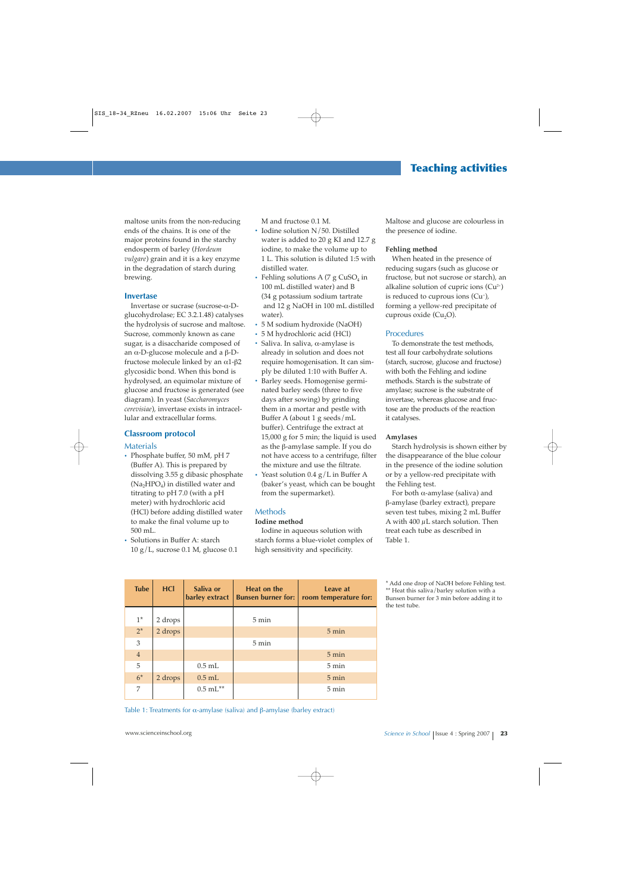maltose units from the non-reducing ends of the chains. It is one of the major proteins found in the starchy endosperm of barley (*Hordeum vulgare*) grain and it is a key enzyme in the degradation of starch during brewing.

### Invertase

Invertase or sucrase (sucrose-α-D-glucohydrolase; EC 3.2.1.48) catalyses the hydrolysis of sucrose and maltose. Sucrose, commonly known as cane sugar, is a disaccharide composed of an α-D-glucose molecule and a β-D-fructose molecule linked by an α1-β2 glycosidic bond. When this bond is hydrolysed, an equimolar mixture of glucose and fructose is generated (see diagram). In yeast (*Saccharomyces cerevisiae*), invertase exists in intracellular and extracellular forms.

## Classroom protocol

### Materials

- Phosphate buffer, 50 mM, pH 7 (Buffer A). This is prepared by dissolving 3.55 g dibasic phosphate ($Na_2HPO_4$) in distilled water and titrating to pH 7.0 (with a pH meter) with hydrochloric acid (HCl) before adding distilled water to make the final volume up to 500 mL.
- Solutions in Buffer A: starch 10 g/L, sucrose 0.1 M, glucose 0.1 M and fructose 0.1 M.
- Iodine solution N/50. Distilled water is added to 20 g KI and 12.7 g iodine, to make the volume up to 1 L. This solution is diluted 1:5 with distilled water.
- Fehling solutions A (7 g $CuSO_4$ in 100 mL distilled water) and B (34 g potassium sodium tartrate and 12 g NaOH in 100 mL distilled water).
- 5 M sodium hydroxide (NaOH)
- 5 M hydrochloric acid (HCl)
- Saliva. In saliva, α-amylase is already in solution and does not require homogenisation. It can simply be diluted 1:10 with Buffer A.
- Barley seeds. Homogenise germinated barley seeds (three to five days after sowing) by grinding them in a mortar and pestle with Buffer A (about 1 g seeds/mL buffer). Centrifuge the extract at 15,000 g for 5 min; the liquid is used as the β-amylase sample. If you do not have access to a centrifuge, filter the mixture and use the filtrate.
- Yeast solution 0.4 g/L in Buffer A (baker's yeast, which can be bought from the supermarket).

### Methods

**Iodine method**

Iodine in aqueous solution with starch forms a blue-violet complex of high sensitivity and specificity. Maltose and glucose are colourless in the presence of iodine.

**Fehling method**

When heated in the presence of reducing sugars (such as glucose or fructose, but not sucrose or starch), an alkaline solution of cupric ions ($Cu^{2+}$) is reduced to cuprous ions ($Cu^{+}$), forming a yellow-red precipitate of cuprous oxide ($Cu_2O$).

### Procedures

To demonstrate the test methods, test all four carbohydrate solutions (starch, sucrose, glucose and fructose) with both the Fehling and iodine methods. Starch is the substrate of amylase; sucrose is the substrate of invertase, whereas glucose and fructose are the products of the reaction it catalyses.

**Amylases**

Starch hydrolysis is shown either by the disappearance of the blue colour in the presence of the iodine solution or by a yellow-red precipitate with the Fehling test.

For both α-amylase (saliva) and β-amylase (barley extract), prepare seven test tubes, mixing 2 mL Buffer A with 400 μL starch solution. Then treat each tube as described in Table 1.

| Tube | HCl | Saliva or barley extract | Heat on the Bunsen burner for: | Leave at room temperature for: |
|---|---|---|---|---|
| 1* | 2 drops | | 5 min | |
| 2* | 2 drops | | | 5 min |
| 3 | | | 5 min | |
| 4 | | | | 5 min |
| 5 | | 0.5 mL | | 5 min |
| 6* | 2 drops | 0.5 mL | | 5 min |
| 7 | | 0.5 mL** | | 5 min |

\* Add one drop of NaOH before Fehling test.
\*\* Heat this saliva/barley solution with a Bunsen burner for 3 min before adding it to the test tube.

Table 1: Treatments for α-amylase (saliva) and β-amylase (barley extract)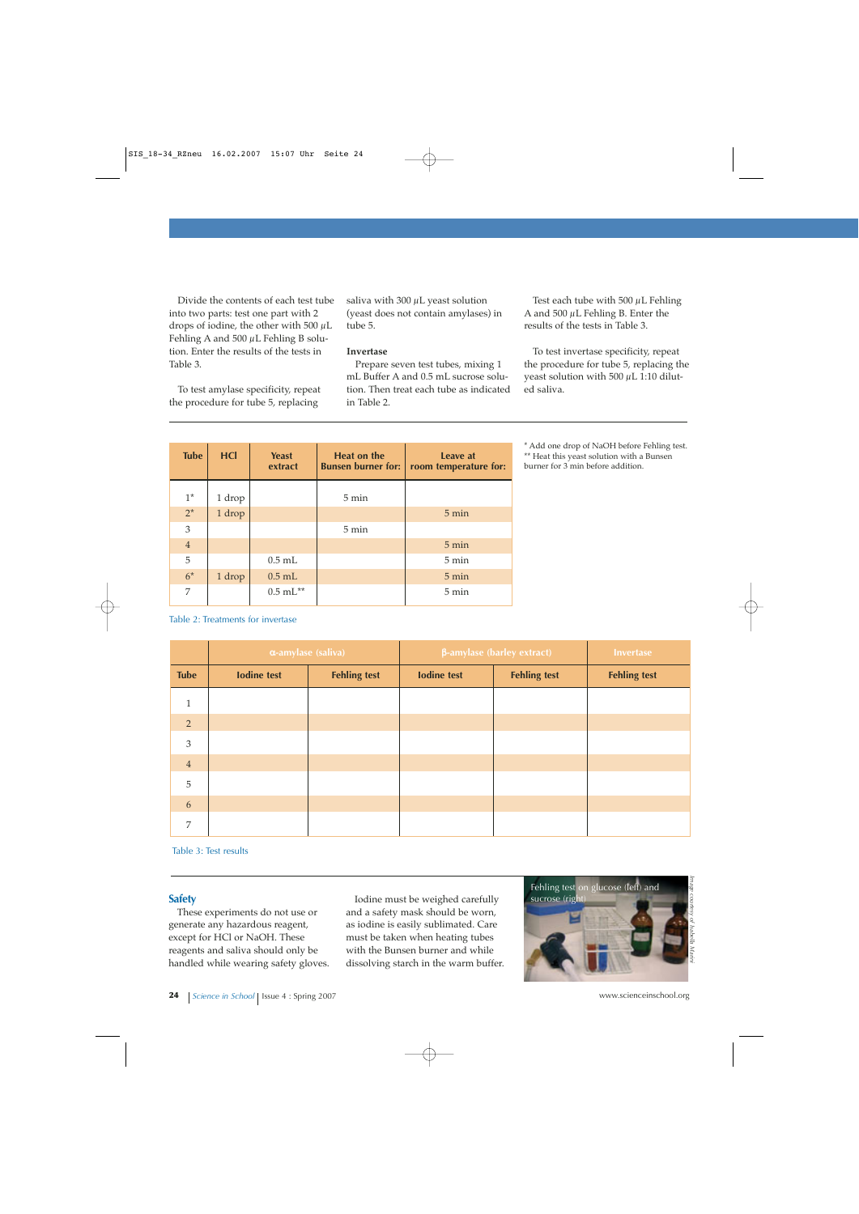Divide the contents of each test tube into two parts: test one part with 2 drops of iodine, the other with 500 μL Fehling A and 500 μL Fehling B solution. Enter the results of the tests in Table 3.

To test amylase specificity, repeat the procedure for tube 5, replacing saliva with 300 μL yeast solution (yeast does not contain amylases) in tube 5.

**Invertase**

Prepare seven test tubes, mixing 1 mL Buffer A and 0.5 mL sucrose solution. Then treat each tube as indicated in Table 2.

Test each tube with 500 μL Fehling A and 500 μL Fehling B. Enter the results of the tests in Table 3.

To test invertase specificity, repeat the procedure for tube 5, replacing the yeast solution with 500 μL 1:10 diluted saliva.

| Tube | HCl | Yeast extract | Heat on the Bunsen burner for: | Leave at room temperature for: |
|---|---|---|---|---|
| 1* | 1 drop | | 5 min | |
| 2* | 1 drop | | | 5 min |
| 3 | | | 5 min | |
| 4 | | | | 5 min |
| 5 | | 0.5 mL | | 5 min |
| 6* | 1 drop | 0.5 mL | | 5 min |
| 7 | | 0.5 mL** | | 5 min |

\* Add one drop of NaOH before Fehling test.
\** Heat this yeast solution with a Bunsen burner for 3 min before addition.

Table 2: Treatments for invertase

| | α-amylase (saliva) | | β-amylase (barley extract) | | Invertase |
|---|---|---|---|---|---|
| Tube | Iodine test | Fehling test | Iodine test | Fehling test | Fehling test |
| 1 | | | | | |
| 2 | | | | | |
| 3 | | | | | |
| 4 | | | | | |
| 5 | | | | | |
| 6 | | | | | |
| 7 | | | | | |

Table 3: Test results

## Safety

These experiments do not use or generate any hazardous reagent, except for HCl or NaOH. These reagents and saliva should only be handled while wearing safety gloves.

Iodine must be weighed carefully and a safety mask should be worn, as iodine is easily sublimated. Care must be taken when heating tubes with the Bunsen burner and while dissolving starch in the warm buffer.

Fehling test on glucose (left) and sucrose (right)

Image courtesy of Isabella Marini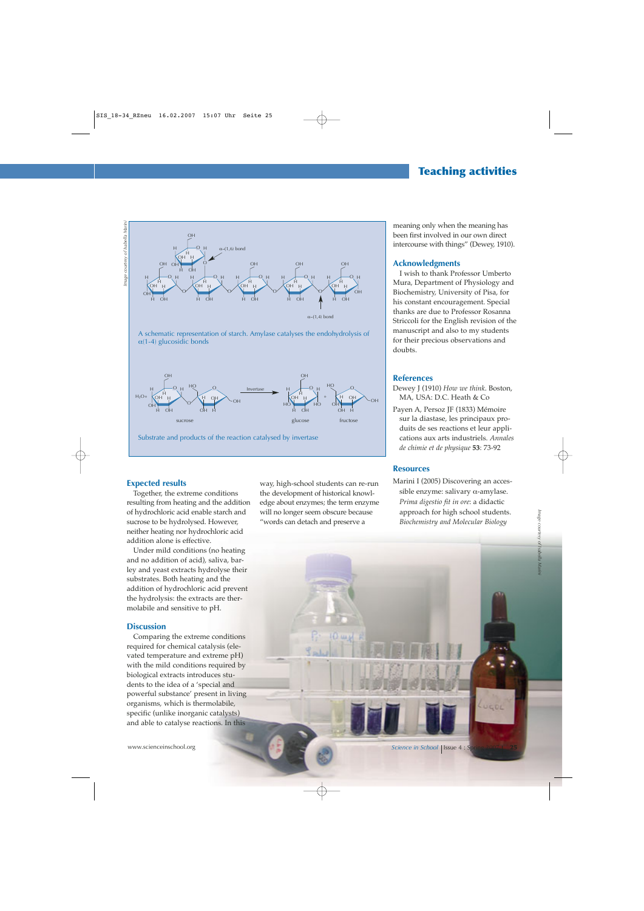A schematic representation of starch. Amylase catalyses the endohydrolysis of α(1-4) glucosidic bonds

Substrate and products of the reaction catalysed by invertase

## Expected results

Together, the extreme conditions resulting from heating and the addition of hydrochloric acid enable starch and sucrose to be hydrolysed. However, neither heating nor hydrochloric acid addition alone is effective.

Under mild conditions (no heating and no addition of acid), saliva, barley and yeast extracts hydrolyse their substrates. Both heating and the addition of hydrochloric acid prevent the hydrolysis: the extracts are thermolabile and sensitive to pH.

## Discussion

Comparing the extreme conditions required for chemical catalysis (elevated temperature and extreme pH) with the mild conditions required by biological extracts introduces students to the idea of a 'special and powerful substance' present in living organisms, which is thermolabile, specific (unlike inorganic catalysts) and able to catalyse reactions. In this way, high-school students can re-run the development of historical knowledge about enzymes; the term enzyme will no longer seem obscure because "words can detach and preserve a meaning only when the meaning has been first involved in our own direct intercourse with things" (Dewey, 1910).

## Acknowledgements

I wish to thank Professor Umberto Mura, Department of Physiology and Biochemistry, University of Pisa, for his constant encouragement. Special thanks are due to Professor Rosanna Striccoli for the English revision of the manuscript and also to my students for their precious observations and doubts.

## References

Dewey J (1910) *How we think*. Boston, MA, USA: D.C. Heath & Co

Payen A, Persoz JF (1833) Mémoire sur la diastase, les principaux produits de ses reactions et leur applications aux arts industriels. *Annales de chimie et de physique* **53**: 73-92

## Resources

Marini I (2005) Discovering an accessible enzyme: salivary α-amylase. *Prima digestio fit in ore*: a didactic approach for high school students. *Biochemistry and Molecular Biology*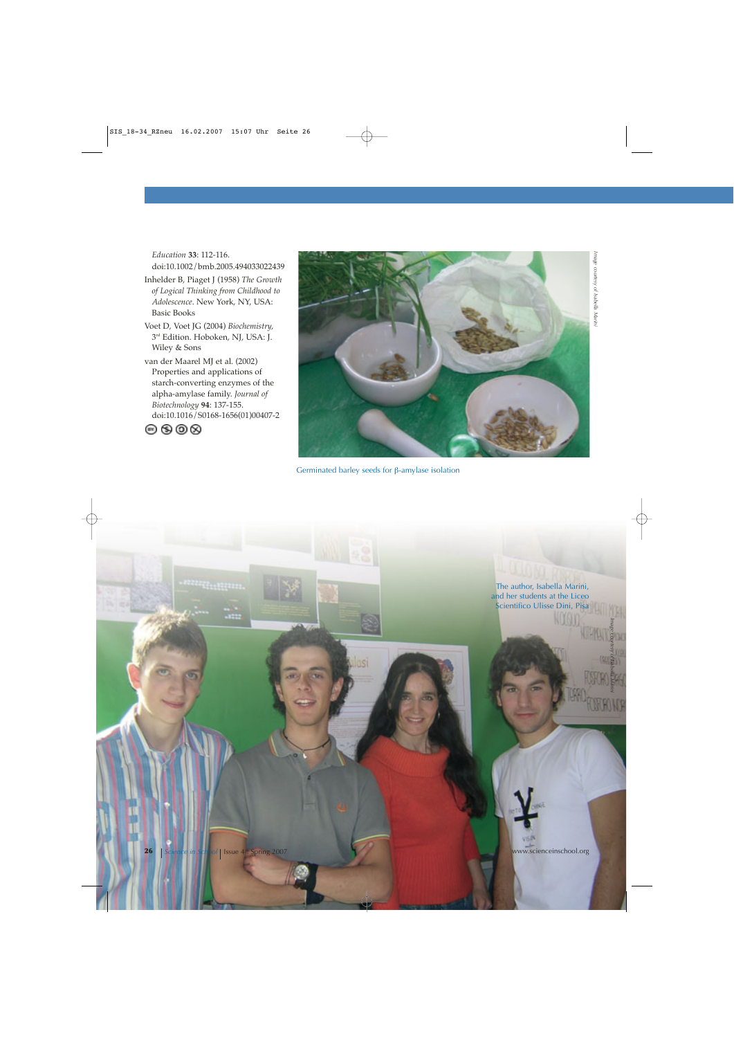*Education* **33**: 112-116. doi:10.1002/bmb.2005.494033022439

Inhelder B, Piaget J (1958) *The Growth of Logical Thinking from Childhood to Adolescence*. New York, NY, USA: Basic Books

Voet D, Voet JG (2004) *Biochemistry*, 3rd Edition. Hoboken, NJ, USA: J. Wiley & Sons

van der Maarel MJ et al. (2002) Properties and applications of starch-converting enzymes of the alpha-amylase family. *Journal of Biotechnology* **94**: 137-155. doi:10.1016/S0168-1656(01)00407-2

*Image courtesy of Isabella Marini*

Germinated barley seeds for β-amylase isolation

The author, Isabella Marini, and her students at the Liceo Scientifico Ulisse Dini, Pisa

*Image courtesy of Isabella Marini*